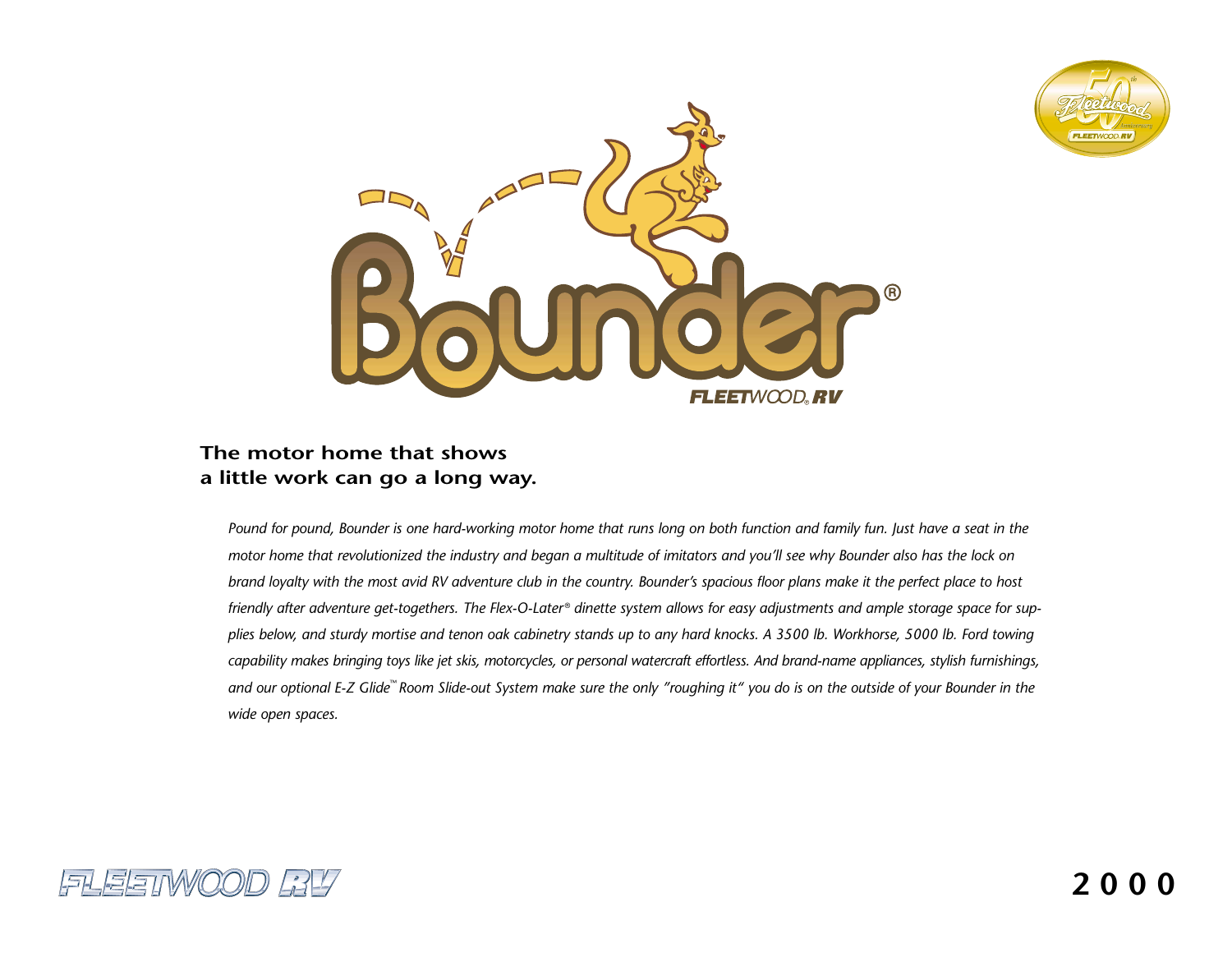# Bounder®

FLEETWOOD® RV

## The motor home that shows a little work can go a long way.

*Pound for pound, Bounder is one hard-working motor home that runs long on both function and family fun. Just have a seat in the motor home that revolutionized the industry and began a multitude of imitators and you'll see why Bounder also has the lock on brand loyalty with the most avid RV adventure club in the country. Bounder's spacious floor plans make it the perfect place to host friendly after adventure get-togethers. The Flex-O-Later® dinette system allows for easy adjustments and ample storage space for supplies below, and sturdy mortise and tenon oak cabinetry stands up to any hard knocks. A 3500 lb. Workhorse, 5000 lb. Ford towing capability makes bringing toys like jet skis, motorcycles, or personal watercraft effortless. And brand-name appliances, stylish furnishings, and our optional E-Z Glide™ Room Slide-out System make sure the only "roughing it" you do is on the outside of your Bounder in the wide open spaces.*

FLEETWOOD RV

2000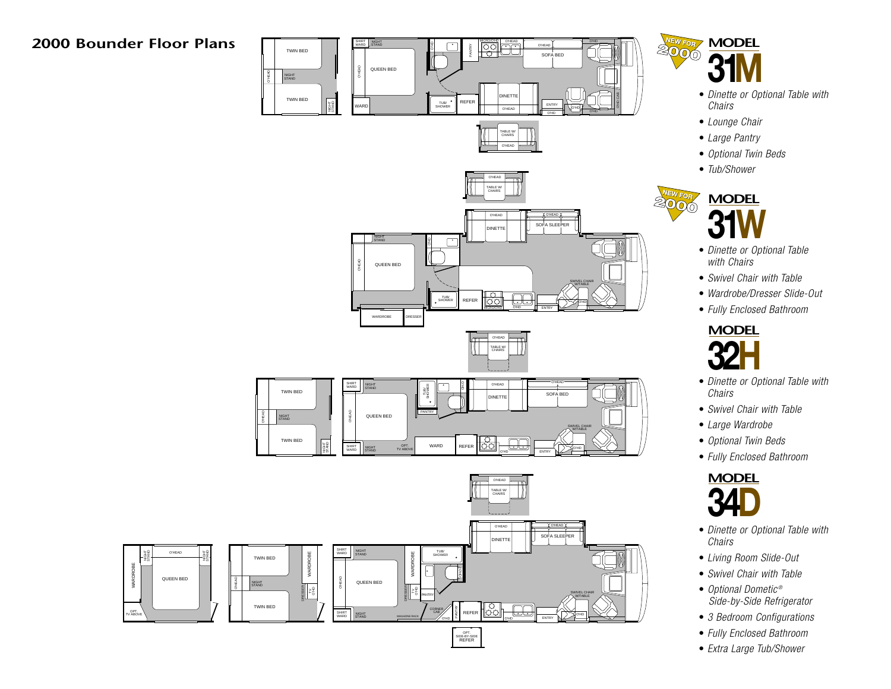# 2000 Bounder Floor Plans

NEW FOR 2000

## MODEL 31M

- *Dinette or Optional Table with Chairs*
- *Lounge Chair*
- *Large Pantry*
- *Optional Twin Beds*
- *Tub/Shower*

NEW FOR 2000

## MODEL 31W

- *Dinette or Optional Table with Chairs*
- *Swivel Chair with Table*
- *Wardrobe/Dresser Slide-Out*
- *Fully Enclosed Bathroom*

## MODEL 32H

- *Dinette or Optional Table with Chairs*
- *Swivel Chair with Table*
- *Large Wardrobe*
- *Optional Twin Beds*
- *Fully Enclosed Bathroom*

## MODEL 34D

- *Dinette or Optional Table with Chairs*
- *Living Room Slide-Out*
- *Swivel Chair with Table*
- *Optional Dometic® Side-by-Side Refrigerator*
- *3 Bedroom Configurations*
- *Fully Enclosed Bathroom*
- *Extra Large Tub/Shower*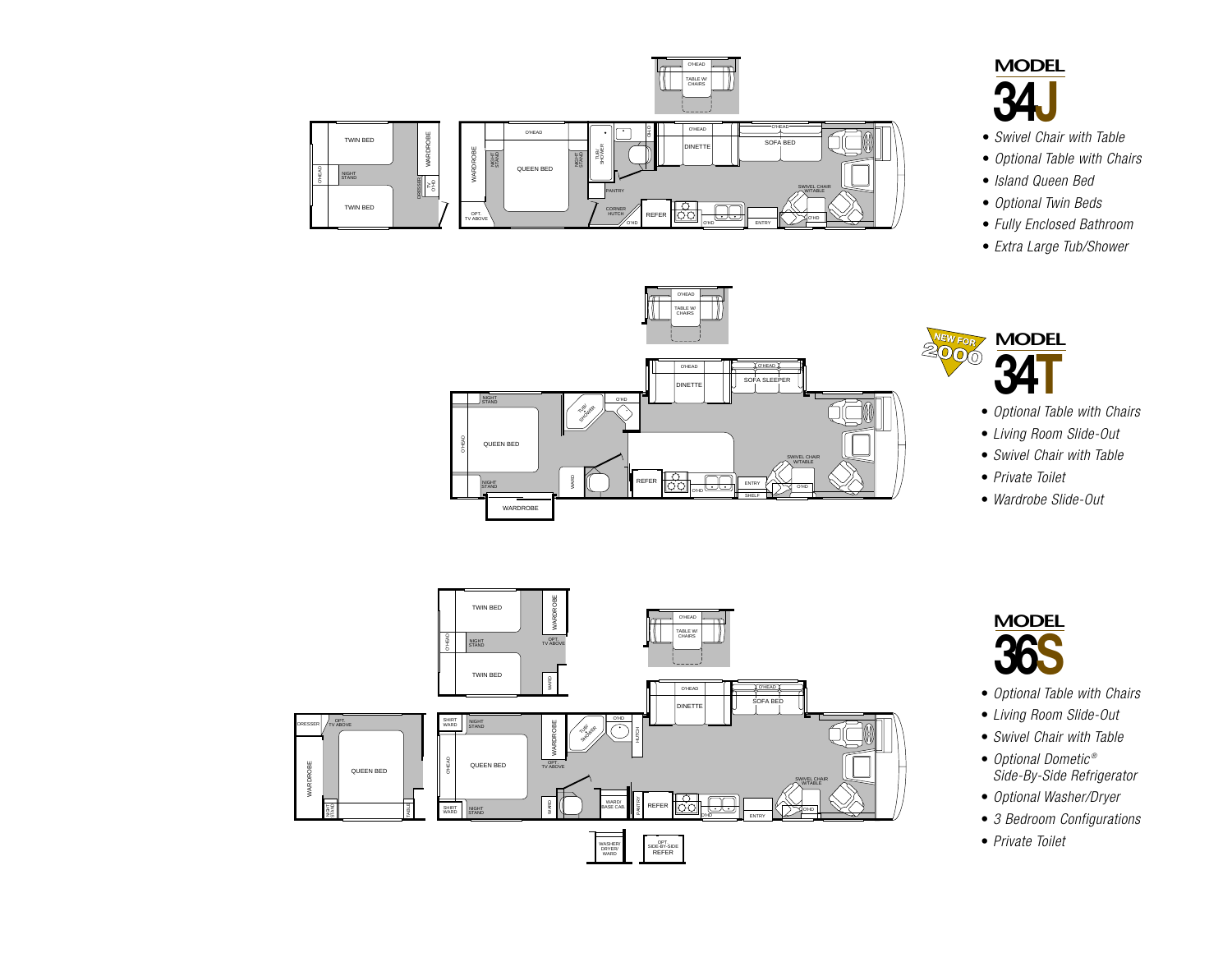## MODEL 34J

- *Swivel Chair with Table*
- *Optional Table with Chairs*
- *Island Queen Bed*
- *Optional Twin Beds*
- *Fully Enclosed Bathroom*
- *Extra Large Tub/Shower*

NEW FOR 2000

## MODEL 34T

- *Optional Table with Chairs*
- *Living Room Slide-Out*
- *Swivel Chair with Table*
- *Private Toilet*
- *Wardrobe Slide-Out*

## MODEL 36S

- *Optional Table with Chairs*
- *Living Room Slide-Out*
- *Swivel Chair with Table*
- *Optional Dometic® Side-By-Side Refrigerator*
- *Optional Washer/Dryer*
- *3 Bedroom Configurations*
- *Private Toilet*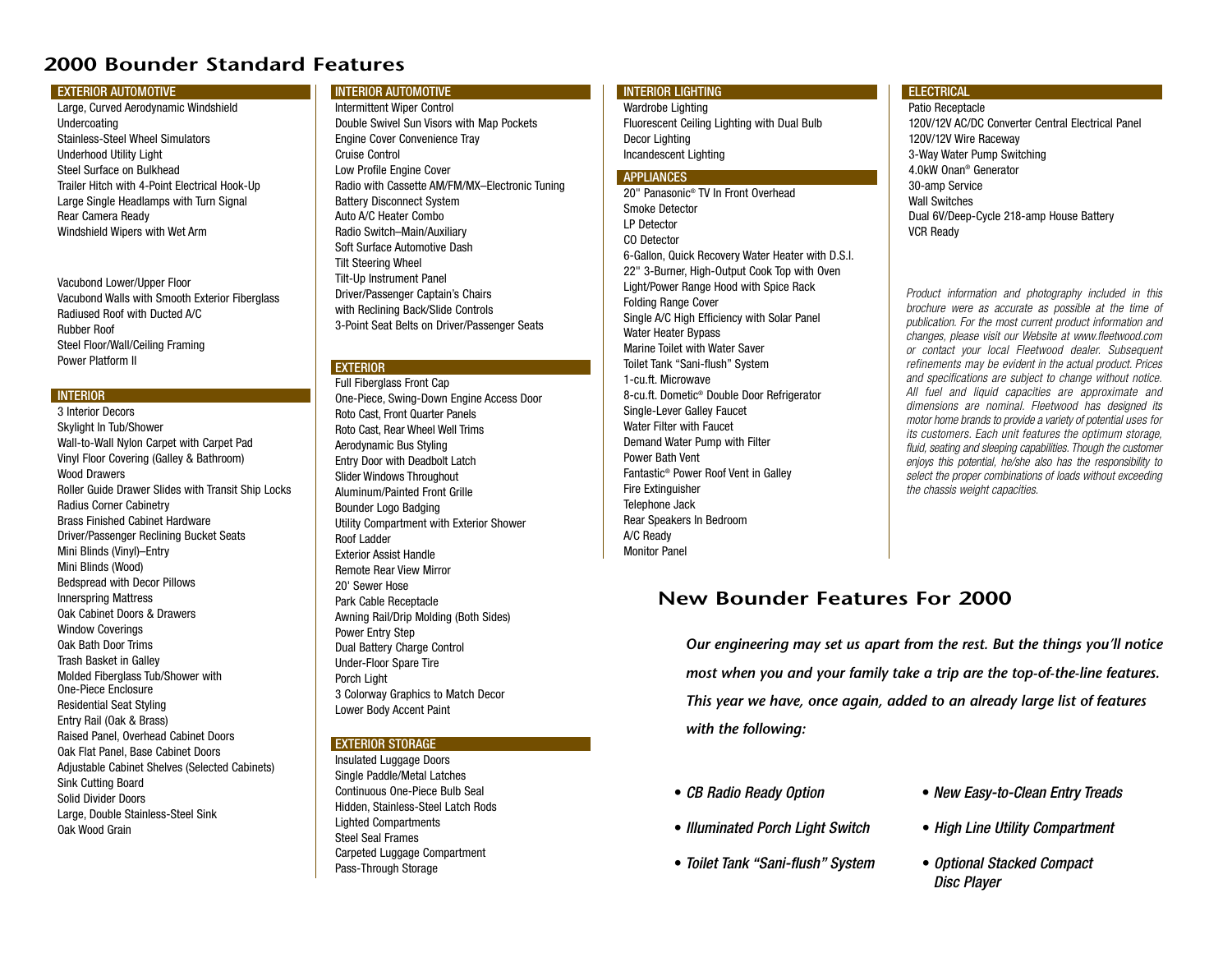# 2000 Bounder Standard Features

### EXTERIOR AUTOMOTIVE

Large, Curved Aerodynamic Windshield
Undercoating
Stainless-Steel Wheel Simulators
Underhood Utility Light
Steel Surface on Bulkhead
Trailer Hitch with 4-Point Electrical Hook-Up
Large Single Headlamps with Turn Signal
Rear Camera Ready
Windshield Wipers with Wet Arm

Vacubond Lower/Upper Floor
Vacubond Walls with Smooth Exterior Fiberglass
Radiused Roof with Ducted A/C
Rubber Roof
Steel Floor/Wall/Ceiling Framing
Power Platform II

### INTERIOR

3 Interior Decors
Skylight In Tub/Shower
Wall-to-Wall Nylon Carpet with Carpet Pad
Vinyl Floor Covering (Galley & Bathroom)
Wood Drawers
Roller Guide Drawer Slides with Transit Ship Locks
Radius Corner Cabinetry
Brass Finished Cabinet Hardware
Driver/Passenger Reclining Bucket Seats
Mini Blinds (Vinyl)–Entry
Mini Blinds (Wood)
Bedspread with Decor Pillows
Innerspring Mattress
Oak Cabinet Doors & Drawers
Window Coverings
Oak Bath Door Trims
Trash Basket in Galley
Molded Fiberglass Tub/Shower with One-Piece Enclosure
Residential Seat Styling
Entry Rail (Oak & Brass)
Raised Panel, Overhead Cabinet Doors
Oak Flat Panel, Base Cabinet Doors
Adjustable Cabinet Shelves (Selected Cabinets)
Sink Cutting Board
Solid Divider Doors
Large, Double Stainless-Steel Sink
Oak Wood Grain

### INTERIOR AUTOMOTIVE

Intermittent Wiper Control
Double Swivel Sun Visors with Map Pockets
Engine Cover Convenience Tray
Cruise Control
Low Profile Engine Cover
Radio with Cassette AM/FM/MX–Electronic Tuning
Battery Disconnect System
Auto A/C Heater Combo
Radio Switch–Main/Auxiliary
Soft Surface Automotive Dash
Tilt Steering Wheel
Tilt-Up Instrument Panel
Driver/Passenger Captain's Chairs with Reclining Back/Slide Controls
3-Point Seat Belts on Driver/Passenger Seats

### EXTERIOR

Full Fiberglass Front Cap
One-Piece, Swing-Down Engine Access Door
Roto Cast, Front Quarter Panels
Roto Cast, Rear Wheel Well Trims
Aerodynamic Bus Styling
Entry Door with Deadbolt Latch
Slider Windows Throughout
Aluminum/Painted Front Grille
Bounder Logo Badging
Utility Compartment with Exterior Shower
Roof Ladder
Exterior Assist Handle
Remote Rear View Mirror
20' Sewer Hose
Park Cable Receptacle
Awning Rail/Drip Molding (Both Sides)
Power Entry Step
Dual Battery Charge Control
Under-Floor Spare Tire
Porch Light
3 Colorway Graphics to Match Decor
Lower Body Accent Paint

### EXTERIOR STORAGE

Insulated Luggage Doors
Single Paddle/Metal Latches
Continuous One-Piece Bulb Seal
Hidden, Stainless-Steel Latch Rods
Lighted Compartments
Steel Seal Frames
Carpeted Luggage Compartment
Pass-Through Storage

### INTERIOR LIGHTING

Wardrobe Lighting
Fluorescent Ceiling Lighting with Dual Bulb
Decor Lighting
Incandescent Lighting

### APPLIANCES

20" Panasonic® TV In Front Overhead
Smoke Detector
LP Detector
CO Detector
6-Gallon, Quick Recovery Water Heater with D.S.I.
22" 3-Burner, High-Output Cook Top with Oven
Light/Power Range Hood with Spice Rack
Folding Range Cover
Single A/C High Efficiency with Solar Panel
Water Heater Bypass
Marine Toilet with Water Saver
Toilet Tank "Sani-flush" System
1-cu.ft. Microwave
8-cu.ft. Dometic® Double Door Refrigerator
Single-Lever Galley Faucet
Water Filter with Faucet
Demand Water Pump with Filter
Power Bath Vent
Fantastic® Power Roof Vent in Galley
Fire Extinguisher
Telephone Jack
Rear Speakers In Bedroom
A/C Ready
Monitor Panel

### ELECTRICAL

Patio Receptacle
120V/12V AC/DC Converter Central Electrical Panel
120V/12V Wire Raceway
3-Way Water Pump Switching
4.0kW Onan® Generator
30-amp Service
Wall Switches
Dual 6V/Deep-Cycle 218-amp House Battery
VCR Ready

*Product information and photography included in this brochure were as accurate as possible at the time of publication. For the most current product information and changes, please visit our Website at www.fleetwood.com or contact your local Fleetwood dealer. Subsequent refinements may be evident in the actual product. Prices and specifications are subject to change without notice. All fuel and liquid capacities are approximate and dimensions are nominal. Fleetwood has designed its motor home brands to provide a variety of potential uses for its customers. Each unit features the optimum storage, fluid, seating and sleeping capabilities. Though the customer enjoys this potential, he/she also has the responsibility to select the proper combinations of loads without exceeding the chassis weight capacities.*

## New Bounder Features For 2000

***Our engineering may set us apart from the rest. But the things you'll notice most when you and your family take a trip are the top-of-the-line features. This year we have, once again, added to an already large list of features with the following:***

- *CB Radio Ready Option*
- *Illuminated Porch Light Switch*
- *Toilet Tank "Sani-flush" System*
- *New Easy-to-Clean Entry Treads*
- *High Line Utility Compartment*
- *Optional Stacked Compact Disc Player*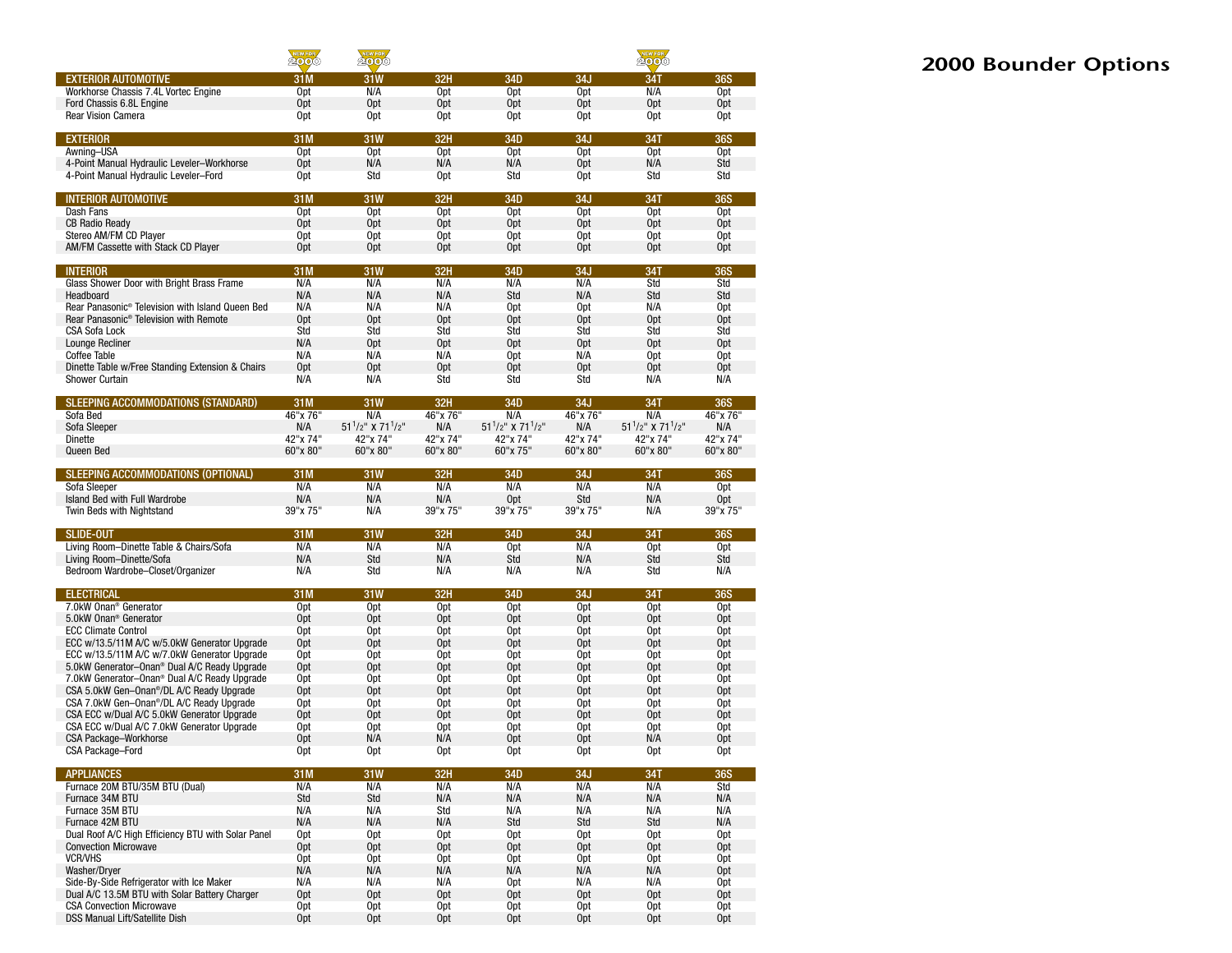# 2000 Bounder Options

| | NEW FOR 2000 | NEW FOR 2000 | | | | NEW FOR 2000 | |
|---|---|---|---|---|---|---|---|
| **EXTERIOR AUTOMOTIVE** | **31M** | **31W** | **32H** | **34D** | **34J** | **34T** | **36S** |
| Workhorse Chassis 7.4L Vortec Engine | Opt | N/A | Opt | Opt | Opt | N/A | Opt |
| Ford Chassis 6.8L Engine | Opt | Opt | Opt | Opt | Opt | Opt | Opt |
| Rear Vision Camera | Opt | Opt | Opt | Opt | Opt | Opt | Opt |
| **EXTERIOR** | **31M** | **31W** | **32H** | **34D** | **34J** | **34T** | **36S** |
| Awning–USA | Opt | Opt | Opt | Opt | Opt | Opt | Opt |
| 4-Point Manual Hydraulic Leveler–Workhorse | Opt | N/A | N/A | N/A | Opt | N/A | Std |
| 4-Point Manual Hydraulic Leveler–Ford | Opt | Std | Opt | Std | Opt | Std | Std |
| **INTERIOR AUTOMOTIVE** | **31M** | **31W** | **32H** | **34D** | **34J** | **34T** | **36S** |
| Dash Fans | Opt | Opt | Opt | Opt | Opt | Opt | Opt |
| CB Radio Ready | Opt | Opt | Opt | Opt | Opt | Opt | Opt |
| Stereo AM/FM CD Player | Opt | Opt | Opt | Opt | Opt | Opt | Opt |
| AM/FM Cassette with Stack CD Player | Opt | Opt | Opt | Opt | Opt | Opt | Opt |
| **INTERIOR** | **31M** | **31W** | **32H** | **34D** | **34J** | **34T** | **36S** |
| Glass Shower Door with Bright Brass Frame | N/A | N/A | N/A | N/A | N/A | Std | Std |
| Headboard | N/A | N/A | N/A | Std | N/A | Std | Std |
| Rear Panasonic® Television with Island Queen Bed | N/A | N/A | N/A | Opt | Opt | N/A | Opt |
| Rear Panasonic® Television with Remote | Opt | Opt | Opt | Opt | Opt | Opt | Opt |
| CSA Sofa Lock | Std | Std | Std | Std | Std | Std | Std |
| Lounge Recliner | N/A | Opt | Opt | Opt | Opt | Opt | Opt |
| Coffee Table | N/A | N/A | N/A | Opt | N/A | Opt | Opt |
| Dinette Table w/Free Standing Extension & Chairs | Opt | Opt | Opt | Opt | Opt | Opt | Opt |
| Shower Curtain | N/A | N/A | Std | Std | Std | N/A | N/A |
| **SLEEPING ACCOMMODATIONS (STANDARD)** | **31M** | **31W** | **32H** | **34D** | **34J** | **34T** | **36S** |
| Sofa Bed | 46"x 76" | N/A | 46"x 76" | N/A | 46"x 76" | N/A | 46"x 76" |
| Sofa Sleeper | N/A | 51 1/2" x 71 1/2" | N/A | 51 1/2" x 71 1/2" | N/A | 51 1/2" x 71 1/2" | N/A |
| Dinette | 42"x 74" | 42"x 74" | 42"x 74" | 42"x 74" | 42"x 74" | 42"x 74" | 42"x 74" |
| Queen Bed | 60"x 80" | 60"x 80" | 60"x 80" | 60"x 75" | 60"x 80" | 60"x 80" | 60"x 80" |
| **SLEEPING ACCOMMODATIONS (OPTIONAL)** | **31M** | **31W** | **32H** | **34D** | **34J** | **34T** | **36S** |
| Sofa Sleeper | N/A | N/A | N/A | N/A | N/A | N/A | Opt |
| Island Bed with Full Wardrobe | N/A | N/A | N/A | Opt | Std | N/A | Opt |
| Twin Beds with Nightstand | 39"x 75" | N/A | 39"x 75" | 39"x 75" | 39"x 75" | N/A | 39"x 75" |
| **SLIDE-OUT** | **31M** | **31W** | **32H** | **34D** | **34J** | **34T** | **36S** |
| Living Room–Dinette Table & Chairs/Sofa | N/A | N/A | N/A | Opt | N/A | Opt | Opt |
| Living Room–Dinette/Sofa | N/A | Std | N/A | Std | N/A | Std | Std |
| Bedroom Wardrobe–Closet/Organizer | N/A | Std | N/A | N/A | N/A | Std | N/A |
| **ELECTRICAL** | **31M** | **31W** | **32H** | **34D** | **34J** | **34T** | **36S** |
| 7.0kW Onan® Generator | Opt | Opt | Opt | Opt | Opt | Opt | Opt |
| 5.0kW Onan® Generator | Opt | Opt | Opt | Opt | Opt | Opt | Opt |
| ECC Climate Control | Opt | Opt | Opt | Opt | Opt | Opt | Opt |
| ECC w/13.5/11M A/C w/5.0kW Generator Upgrade | Opt | Opt | Opt | Opt | Opt | Opt | Opt |
| ECC w/13.5/11M A/C w/7.0kW Generator Upgrade | Opt | Opt | Opt | Opt | Opt | Opt | Opt |
| 5.0kW Generator–Onan® Dual A/C Ready Upgrade | Opt | Opt | Opt | Opt | Opt | Opt | Opt |
| 7.0kW Generator–Onan® Dual A/C Ready Upgrade | Opt | Opt | Opt | Opt | Opt | Opt | Opt |
| CSA 5.0kW Gen–Onan®/DL A/C Ready Upgrade | Opt | Opt | Opt | Opt | Opt | Opt | Opt |
| CSA 7.0kW Gen–Onan®/DL A/C Ready Upgrade | Opt | Opt | Opt | Opt | Opt | Opt | Opt |
| CSA ECC w/Dual A/C 5.0kW Generator Upgrade | Opt | Opt | Opt | Opt | Opt | Opt | Opt |
| CSA ECC w/Dual A/C 7.0kW Generator Upgrade | Opt | Opt | Opt | Opt | Opt | Opt | Opt |
| CSA Package–Workhorse | Opt | N/A | N/A | Opt | Opt | N/A | Opt |
| CSA Package–Ford | Opt | Opt | Opt | Opt | Opt | Opt | Opt |
| **APPLIANCES** | **31M** | **31W** | **32H** | **34D** | **34J** | **34T** | **36S** |
| Furnace 20M BTU/35M BTU (Dual) | N/A | N/A | N/A | N/A | N/A | N/A | Std |
| Furnace 34M BTU | Std | Std | N/A | N/A | N/A | N/A | N/A |
| Furnace 35M BTU | N/A | N/A | Std | N/A | N/A | N/A | N/A |
| Furnace 42M BTU | N/A | N/A | N/A | Std | Std | Std | N/A |
| Dual Roof A/C High Efficiency BTU with Solar Panel | Opt | Opt | Opt | Opt | Opt | Opt | Opt |
| Convection Microwave | Opt | Opt | Opt | Opt | Opt | Opt | Opt |
| VCR/VHS | Opt | Opt | Opt | Opt | Opt | Opt | Opt |
| Washer/Dryer | N/A | N/A | N/A | N/A | N/A | N/A | Opt |
| Side-By-Side Refrigerator with Ice Maker | N/A | N/A | N/A | Opt | N/A | N/A | Opt |
| Dual A/C 13.5M BTU with Solar Battery Charger | Opt | Opt | Opt | Opt | Opt | Opt | Opt |
| CSA Convection Microwave | Opt | Opt | Opt | Opt | Opt | Opt | Opt |
| DSS Manual Lift/Satellite Dish | Opt | Opt | Opt | Opt | Opt | Opt | Opt |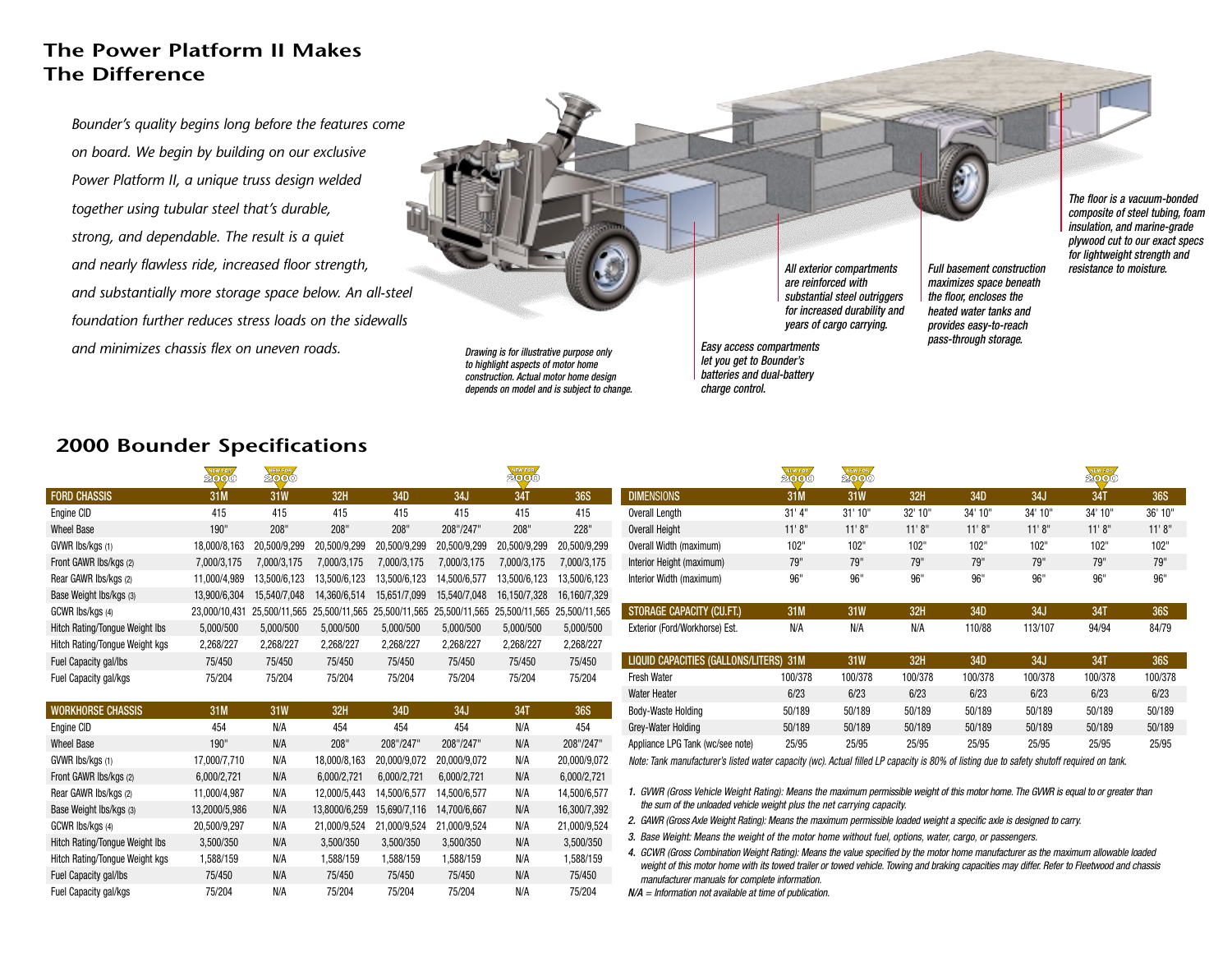## The Power Platform II Makes The Difference

*Bounder's quality begins long before the features come on board. We begin by building on our exclusive Power Platform II, a unique truss design welded together using tubular steel that's durable, strong, and dependable. The result is a quiet and nearly flawless ride, increased floor strength, and substantially more storage space below. An all-steel foundation further reduces stress loads on the sidewalls and minimizes chassis flex on uneven roads.*

*Drawing is for illustrative purpose only to highlight aspects of motor home construction. Actual motor home design depends on model and is subject to change.*

*Easy access compartments let you get to Bounder's batteries and dual-battery charge control.*

*All exterior compartments are reinforced with substantial steel outriggers for increased durability and years of cargo carrying.*

*Full basement construction maximizes space beneath the floor, encloses the heated water tanks and provides easy-to-reach pass-through storage.*

*The floor is a vacuum-bonded composite of steel tubing, foam insulation, and marine-grade plywood cut to our exact specs for lightweight strength and resistance to moisture.*

## 2000 Bounder Specifications

| FORD CHASSIS | 31M (NEW FOR 2000) | 31W (NEW FOR 2000) | 32H | 34D | 34J | 34T (NEW FOR 2000) | 36S |
|---|---|---|---|---|---|---|---|
| Engine CID | 415 | 415 | 415 | 415 | 415 | 415 | 415 |
| Wheel Base | 190" | 208" | 208" | 208" | 208"/247" | 208" | 228" |
| GVWR lbs/kgs (1) | 18,000/8,163 | 20,500/9,299 | 20,500/9,299 | 20,500/9,299 | 20,500/9,299 | 20,500/9,299 | 20,500/9,299 |
| Front GAWR lbs/kgs (2) | 7,000/3,175 | 7,000/3,175 | 7,000/3,175 | 7,000/3,175 | 7,000/3,175 | 7,000/3,175 | 7,000/3,175 |
| Rear GAWR lbs/kgs (2) | 11,000/4,989 | 13,500/6,123 | 13,500/6,123 | 13,500/6,123 | 14,500/6,577 | 13,500/6,123 | 13,500/6,123 |
| Base Weight lbs/kgs (3) | 13,900/6,304 | 15,540/7,048 | 14,360/6,514 | 15,651/7,099 | 15,540/7,048 | 16,150/7,328 | 16,160/7,329 |
| GCWR lbs/kgs (4) | 23,000/10,431 | 25,500/11,565 | 25,500/11,565 | 25,500/11,565 | 25,500/11,565 | 25,500/11,565 | 25,500/11,565 |
| Hitch Rating/Tongue Weight lbs | 5,000/500 | 5,000/500 | 5,000/500 | 5,000/500 | 5,000/500 | 5,000/500 | 5,000/500 |
| Hitch Rating/Tongue Weight kgs | 2,268/227 | 2,268/227 | 2,268/227 | 2,268/227 | 2,268/227 | 2,268/227 | 2,268/227 |
| Fuel Capacity gal/lbs | 75/450 | 75/450 | 75/450 | 75/450 | 75/450 | 75/450 | 75/450 |
| Fuel Capacity gal/kgs | 75/204 | 75/204 | 75/204 | 75/204 | 75/204 | 75/204 | 75/204 |

| WORKHORSE CHASSIS | 31M | 31W | 32H | 34D | 34J | 34T | 36S |
|---|---|---|---|---|---|---|---|
| Engine CID | 454 | N/A | 454 | 454 | 454 | N/A | 454 |
| Wheel Base | 190" | N/A | 208" | 208"/247" | 208"/247" | N/A | 208"/247" |
| GVWR lbs/kgs (1) | 17,000/7,710 | N/A | 18,000/8,163 | 20,000/9,072 | 20,000/9,072 | N/A | 20,000/9,072 |
| Front GAWR lbs/kgs (2) | 6,000/2,721 | N/A | 6,000/2,721 | 6,000/2,721 | 6,000/2,721 | N/A | 6,000/2,721 |
| Rear GAWR lbs/kgs (2) | 11,000/4,987 | N/A | 12,000/5,443 | 14,500/6,577 | 14,500/6,577 | N/A | 14,500/6,577 |
| Base Weight lbs/kgs (3) | 13,2000/5,986 | N/A | 13,8000/6,259 | 15,690/7,116 | 14,700/6,667 | N/A | 16,300/7,392 |
| GCWR lbs/kgs (4) | 20,500/9,297 | N/A | 21,000/9,524 | 21,000/9,524 | 21,000/9,524 | N/A | 21,000/9,524 |
| Hitch Rating/Tongue Weight lbs | 3,500/350 | N/A | 3,500/350 | 3,500/350 | 3,500/350 | N/A | 3,500/350 |
| Hitch Rating/Tongue Weight kgs | 1,588/159 | N/A | 1,588/159 | 1,588/159 | 1,588/159 | N/A | 1,588/159 |
| Fuel Capacity gal/lbs | 75/450 | N/A | 75/450 | 75/450 | 75/450 | N/A | 75/450 |
| Fuel Capacity gal/kgs | 75/204 | N/A | 75/204 | 75/204 | 75/204 | N/A | 75/204 |

| DIMENSIONS | 31M (NEW FOR 2000) | 31W (NEW FOR 2000) | 32H | 34D | 34J | 34T (NEW FOR 2000) | 36S |
|---|---|---|---|---|---|---|---|
| Overall Length | 31' 4" | 31' 10" | 32' 10" | 34' 10" | 34' 10" | 34' 10" | 36' 10" |
| Overall Height | 11' 8" | 11' 8" | 11' 8" | 11' 8" | 11' 8" | 11' 8" | 11' 8" |
| Overall Width (maximum) | 102" | 102" | 102" | 102" | 102" | 102" | 102" |
| Interior Height (maximum) | 79" | 79" | 79" | 79" | 79" | 79" | 79" |
| Interior Width (maximum) | 96" | 96" | 96" | 96" | 96" | 96" | 96" |

| STORAGE CAPACITY (CU.FT.) | 31M | 31W | 32H | 34D | 34J | 34T | 36S |
|---|---|---|---|---|---|---|---|
| Exterior (Ford/Workhorse) Est. | N/A | N/A | N/A | 110/88 | 113/107 | 94/94 | 84/79 |

| LIQUID CAPACITIES (GALLONS/LITERS) | 31M | 31W | 32H | 34D | 34J | 34T | 36S |
|---|---|---|---|---|---|---|---|
| Fresh Water | 100/378 | 100/378 | 100/378 | 100/378 | 100/378 | 100/378 | 100/378 |
| Water Heater | 6/23 | 6/23 | 6/23 | 6/23 | 6/23 | 6/23 | 6/23 |
| Body-Waste Holding | 50/189 | 50/189 | 50/189 | 50/189 | 50/189 | 50/189 | 50/189 |
| Grey-Water Holding | 50/189 | 50/189 | 50/189 | 50/189 | 50/189 | 50/189 | 50/189 |
| Appliance LPG Tank (wc/see note) | 25/95 | 25/95 | 25/95 | 25/95 | 25/95 | 25/95 | 25/95 |

*Note: Tank manufacturer's listed water capacity (wc). Actual filled LP capacity is 80% of listing due to safety shutoff required on tank.*

*1. GVWR (Gross Vehicle Weight Rating): Means the maximum permissible weight of this motor home. The GVWR is equal to or greater than the sum of the unloaded vehicle weight plus the net carrying capacity.*

*2. GAWR (Gross Axle Weight Rating): Means the maximum permissible loaded weight a specific axle is designed to carry.*

*3. Base Weight: Means the weight of the motor home without fuel, options, water, cargo, or passengers.*

*4. GCWR (Gross Combination Weight Rating): Means the value specified by the motor home manufacturer as the maximum allowable loaded weight of this motor home with its towed trailer or towed vehicle. Towing and braking capacities may differ. Refer to Fleetwood and chassis manufacturer manuals for complete information.*

*N/A = Information not available at time of publication.*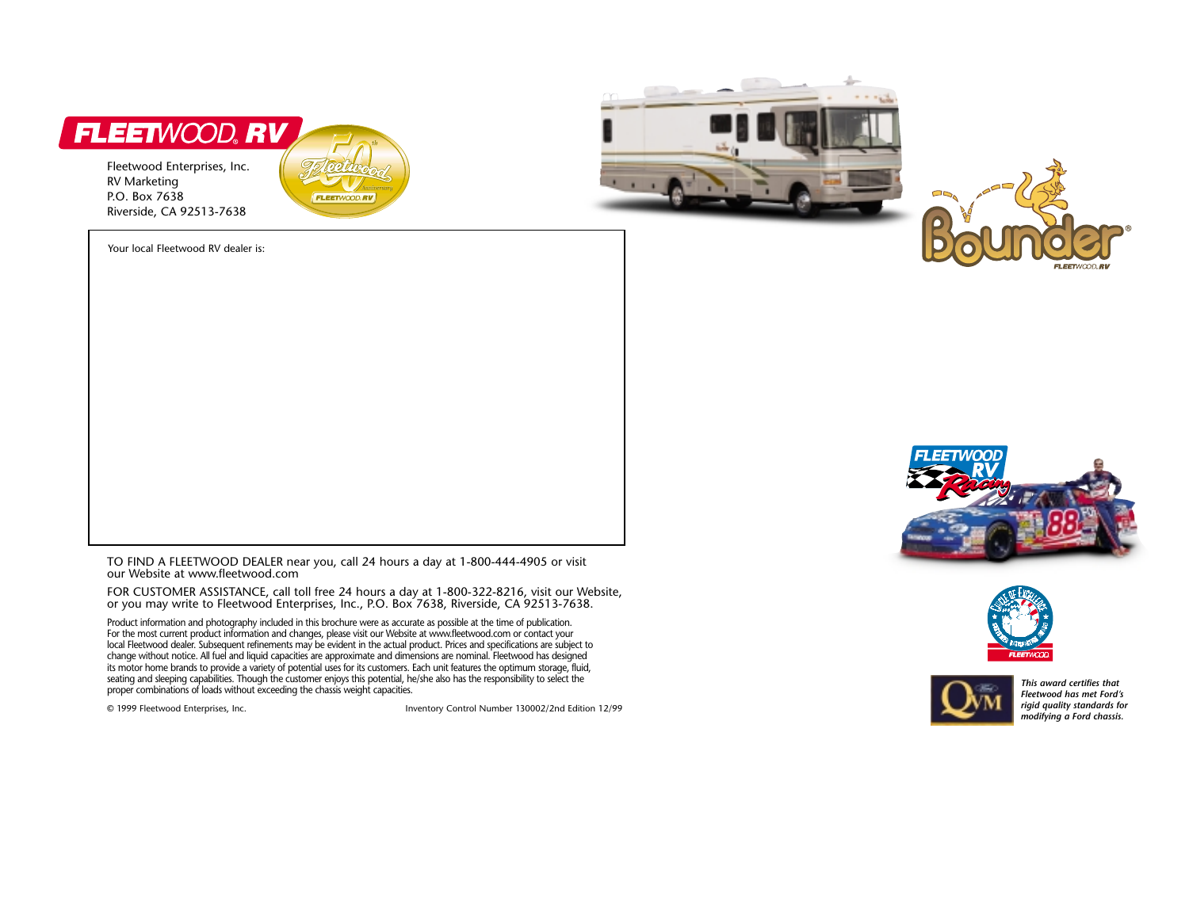FLEETWOOD RV

Fleetwood Enterprises, Inc.
RV Marketing
P.O. Box 7638
Riverside, CA 92513-7638

Your local Fleetwood RV dealer is:

TO FIND A FLEETWOOD DEALER near you, call 24 hours a day at 1-800-444-4905 or visit our Website at www.fleetwood.com

FOR CUSTOMER ASSISTANCE, call toll free 24 hours a day at 1-800-322-8216, visit our Website, or you may write to Fleetwood Enterprises, Inc., P.O. Box 7638, Riverside, CA 92513-7638.

Product information and photography included in this brochure were as accurate as possible at the time of publication. For the most current product information and changes, please visit our Website at www.fleetwood.com or contact your local Fleetwood dealer. Subsequent refinements may be evident in the actual product. Prices and specifications are subject to change without notice. All fuel and liquid capacities are approximate and dimensions are nominal. Fleetwood has designed its motor home brands to provide a variety of potential uses for its customers. Each unit features the optimum storage, fluid, seating and sleeping capabilities. Though the customer enjoys this potential, he/she also has the responsibility to select the proper combinations of loads without exceeding the chassis weight capacities.

© 1999 Fleetwood Enterprises, Inc.

Inventory Control Number 130002/2nd Edition 12/99

Bounder®

*This award certifies that Fleetwood has met Ford's rigid quality standards for modifying a Ford chassis.*